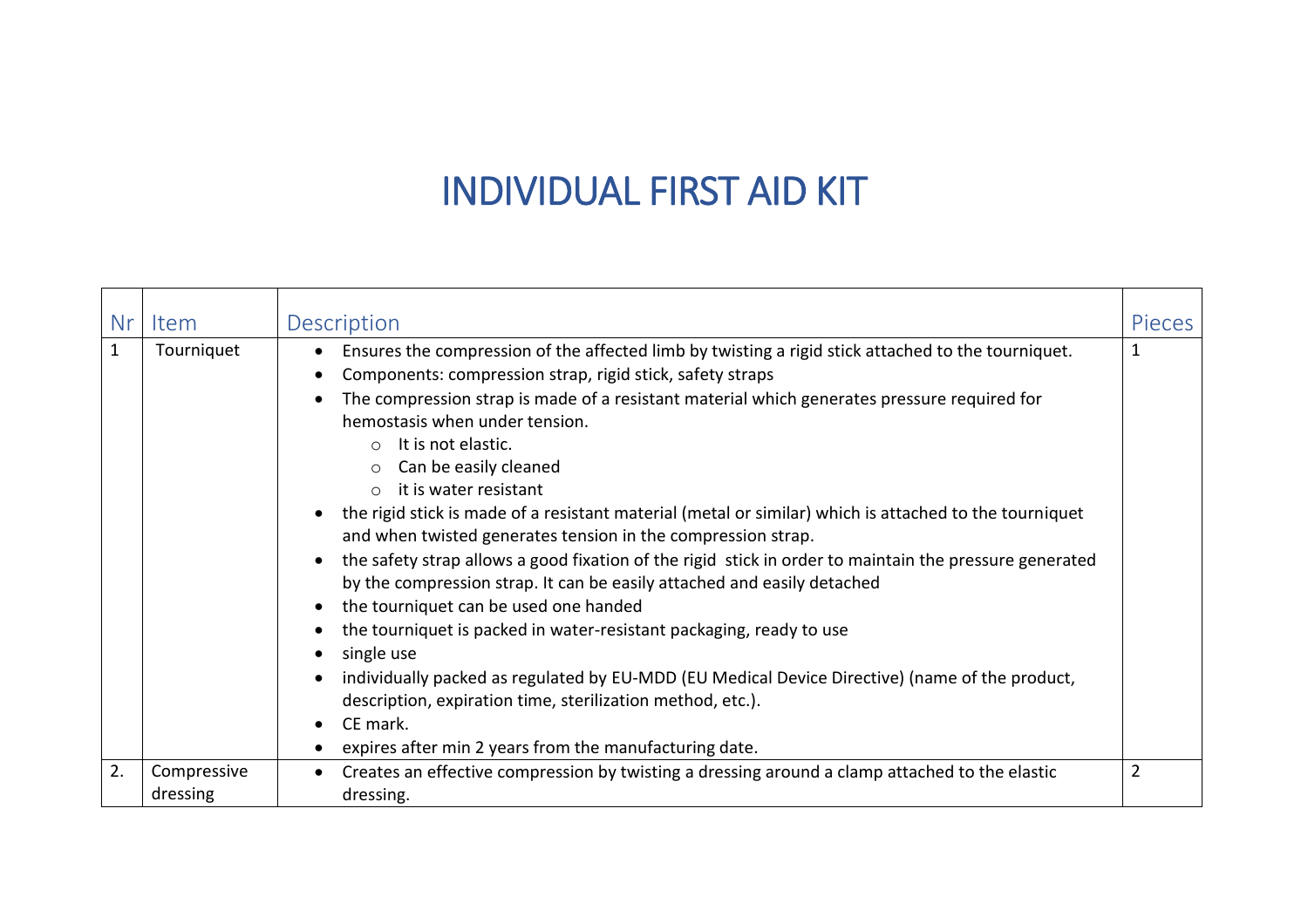# INDIVIDUAL FIRST AID KIT

| Nr | Item | Description | Pieces |
|---|---|---|---|
| 1 | Tourniquet | • Ensures the compression of the affected limb by twisting a rigid stick attached to the tourniquet.<br>• Components: compression strap, rigid stick, safety straps<br>• The compression strap is made of a resistant material which generates pressure required for hemostasis when under tension.<br>&nbsp;&nbsp;&nbsp;&nbsp;○ It is not elastic.<br>&nbsp;&nbsp;&nbsp;&nbsp;○ Can be easily cleaned<br>&nbsp;&nbsp;&nbsp;&nbsp;○ it is water resistant<br>• the rigid stick is made of a resistant material (metal or similar) which is attached to the tourniquet and when twisted generates tension in the compression strap.<br>• the safety strap allows a good fixation of the rigid stick in order to maintain the pressure generated by the compression strap. It can be easily attached and easily detached<br>• the tourniquet can be used one handed<br>• the tourniquet is packed in water-resistant packaging, ready to use<br>• single use<br>• individually packed as regulated by EU-MDD (EU Medical Device Directive) (name of the product, description, expiration time, sterilization method, etc.).<br>• CE mark.<br>• expires after min 2 years from the manufacturing date. | 1 |
| 2. | Compressive dressing | • Creates an effective compression by twisting a dressing around a clamp attached to the elastic dressing. | 2 |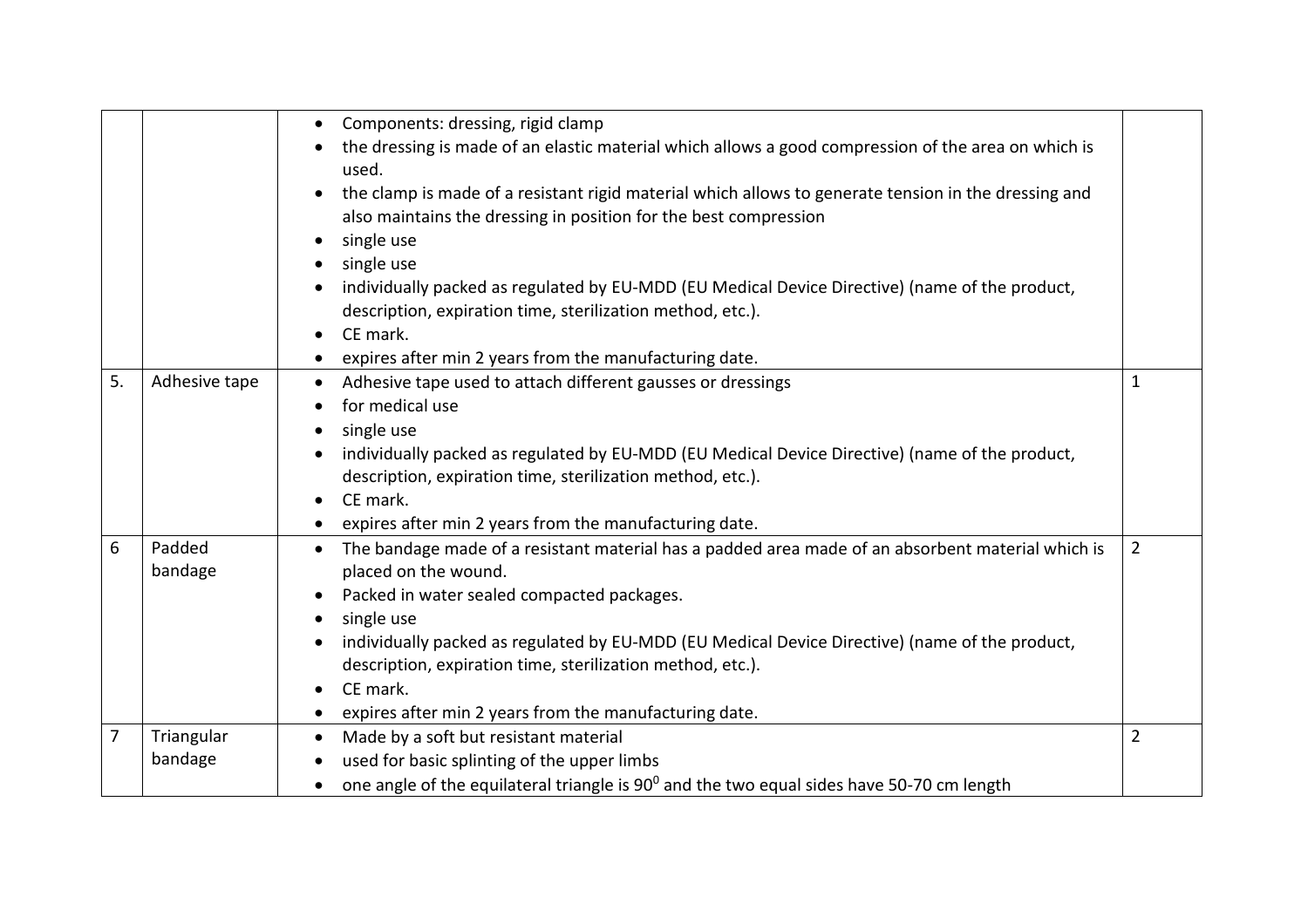| | | | |
|---|---|---|---|
| | | • Components: dressing, rigid clamp<br>• the dressing is made of an elastic material which allows a good compression of the area on which is used.<br>• the clamp is made of a resistant rigid material which allows to generate tension in the dressing and also maintains the dressing in position for the best compression<br>• single use<br>• single use<br>• individually packed as regulated by EU-MDD (EU Medical Device Directive) (name of the product, description, expiration time, sterilization method, etc.).<br>• CE mark.<br>• expires after min 2 years from the manufacturing date. | |
| 5. | Adhesive tape | • Adhesive tape used to attach different gausses or dressings<br>• for medical use<br>• single use<br>• individually packed as regulated by EU-MDD (EU Medical Device Directive) (name of the product, description, expiration time, sterilization method, etc.).<br>• CE mark.<br>• expires after min 2 years from the manufacturing date. | 1 |
| 6 | Padded bandage | • The bandage made of a resistant material has a padded area made of an absorbent material which is placed on the wound.<br>• Packed in water sealed compacted packages.<br>• single use<br>• individually packed as regulated by EU-MDD (EU Medical Device Directive) (name of the product, description, expiration time, sterilization method, etc.).<br>• CE mark.<br>• expires after min 2 years from the manufacturing date. | 2 |
| 7 | Triangular bandage | • Made by a soft but resistant material<br>• used for basic splinting of the upper limbs<br>• one angle of the equilateral triangle is $90^0$ and the two equal sides have 50-70 cm length | 2 |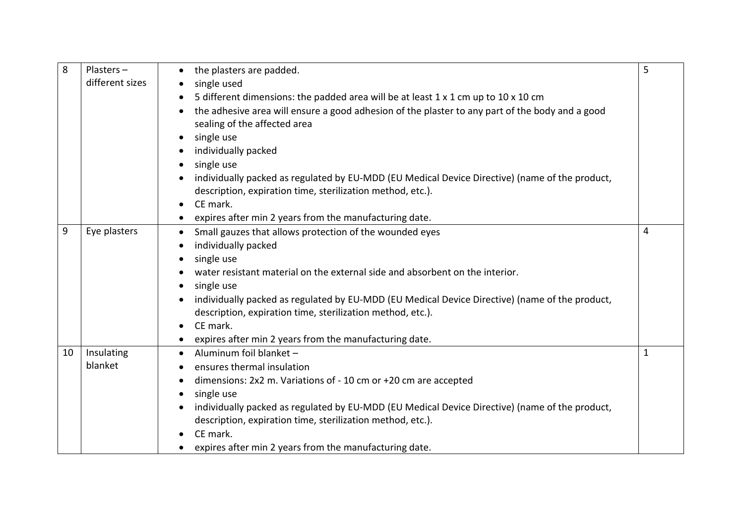| 8 | Plasters – different sizes | • the plasters are padded.<br>• single used<br>• 5 different dimensions: the padded area will be at least 1 x 1 cm up to 10 x 10 cm<br>• the adhesive area will ensure a good adhesion of the plaster to any part of the body and a good sealing of the affected area<br>• single use<br>• individually packed<br>• single use<br>• individually packed as regulated by EU-MDD (EU Medical Device Directive) (name of the product, description, expiration time, sterilization method, etc.).<br>• CE mark.<br>• expires after min 2 years from the manufacturing date. | 5 |
|---|---|---|---|
| 9 | Eye plasters | • Small gauzes that allows protection of the wounded eyes<br>• individually packed<br>• single use<br>• water resistant material on the external side and absorbent on the interior.<br>• single use<br>• individually packed as regulated by EU-MDD (EU Medical Device Directive) (name of the product, description, expiration time, sterilization method, etc.).<br>• CE mark.<br>• expires after min 2 years from the manufacturing date. | 4 |
| 10 | Insulating blanket | • Aluminum foil blanket –<br>• ensures thermal insulation<br>• dimensions: 2x2 m. Variations of - 10 cm or +20 cm are accepted<br>• single use<br>• individually packed as regulated by EU-MDD (EU Medical Device Directive) (name of the product, description, expiration time, sterilization method, etc.).<br>• CE mark.<br>• expires after min 2 years from the manufacturing date. | 1 |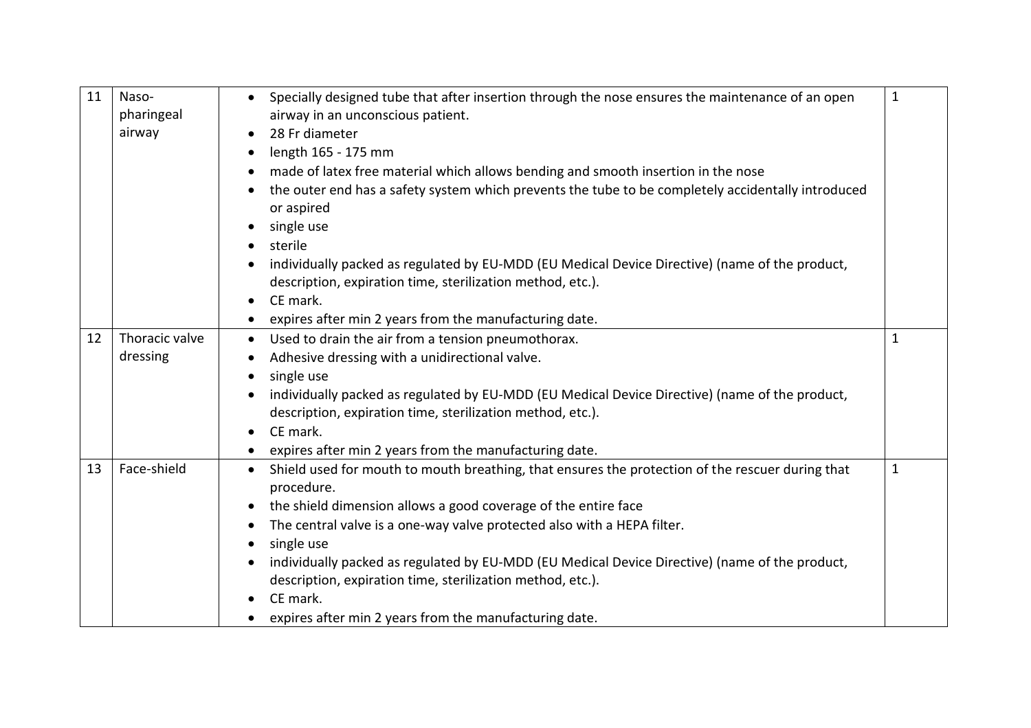| 11 | Naso-pharingeal airway | • Specially designed tube that after insertion through the nose ensures the maintenance of an open airway in an unconscious patient.<br>• 28 Fr diameter<br>• length 165 - 175 mm<br>• made of latex free material which allows bending and smooth insertion in the nose<br>• the outer end has a safety system which prevents the tube to be completely accidentally introduced or aspired<br>• single use<br>• sterile<br>• individually packed as regulated by EU-MDD (EU Medical Device Directive) (name of the product, description, expiration time, sterilization method, etc.).<br>• CE mark.<br>• expires after min 2 years from the manufacturing date. | 1 |
|---|---|---|---|
| 12 | Thoracic valve dressing | • Used to drain the air from a tension pneumothorax.<br>• Adhesive dressing with a unidirectional valve.<br>• single use<br>• individually packed as regulated by EU-MDD (EU Medical Device Directive) (name of the product, description, expiration time, sterilization method, etc.).<br>• CE mark.<br>• expires after min 2 years from the manufacturing date. | 1 |
| 13 | Face-shield | • Shield used for mouth to mouth breathing, that ensures the protection of the rescuer during that procedure.<br>• the shield dimension allows a good coverage of the entire face<br>• The central valve is a one-way valve protected also with a HEPA filter.<br>• single use<br>• individually packed as regulated by EU-MDD (EU Medical Device Directive) (name of the product, description, expiration time, sterilization method, etc.).<br>• CE mark.<br>• expires after min 2 years from the manufacturing date. | 1 |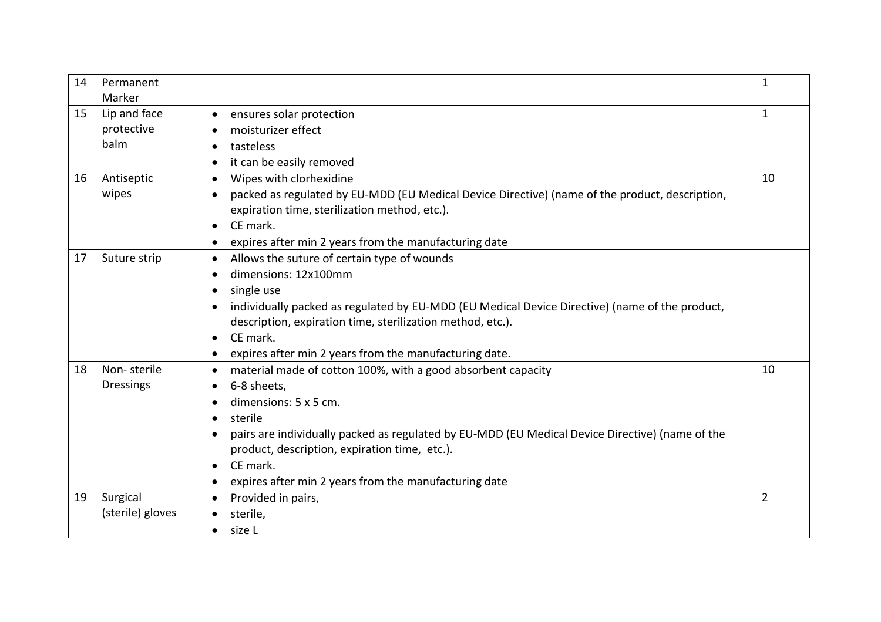| 14 | Permanent Marker | | 1 |
|---|---|---|---|
| 15 | Lip and face protective balm | • ensures solar protection<br>• moisturizer effect<br>• tasteless<br>• it can be easily removed | 1 |
| 16 | Antiseptic wipes | • Wipes with clorhexidine<br>• packed as regulated by EU-MDD (EU Medical Device Directive) (name of the product, description, expiration time, sterilization method, etc.).<br>• CE mark.<br>• expires after min 2 years from the manufacturing date | 10 |
| 17 | Suture strip | • Allows the suture of certain type of wounds<br>• dimensions: 12x100mm<br>• single use<br>• individually packed as regulated by EU-MDD (EU Medical Device Directive) (name of the product, description, expiration time, sterilization method, etc.).<br>• CE mark.<br>• expires after min 2 years from the manufacturing date. | |
| 18 | Non- sterile Dressings | • material made of cotton 100%, with a good absorbent capacity<br>• 6-8 sheets,<br>• dimensions: 5 x 5 cm.<br>• sterile<br>• pairs are individually packed as regulated by EU-MDD (EU Medical Device Directive) (name of the product, description, expiration time, etc.).<br>• CE mark.<br>• expires after min 2 years from the manufacturing date | 10 |
| 19 | Surgical (sterile) gloves | • Provided in pairs,<br>• sterile,<br>• size L | 2 |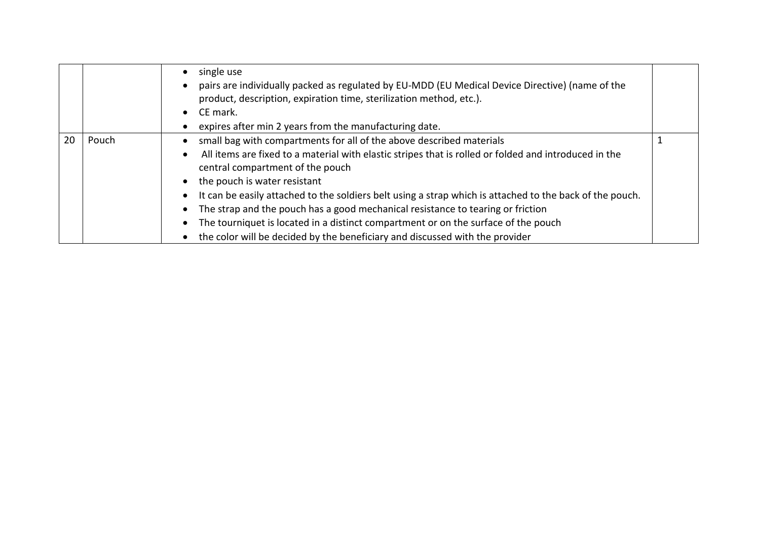| | | | |
|---|---|---|---|
| | | • single use<br>• pairs are individually packed as regulated by EU-MDD (EU Medical Device Directive) (name of the product, description, expiration time, sterilization method, etc.).<br>• CE mark.<br>• expires after min 2 years from the manufacturing date. | |
| 20 | Pouch | • small bag with compartments for all of the above described materials<br>• All items are fixed to a material with elastic stripes that is rolled or folded and introduced in the central compartment of the pouch<br>• the pouch is water resistant<br>• It can be easily attached to the soldiers belt using a strap which is attached to the back of the pouch.<br>• The strap and the pouch has a good mechanical resistance to tearing or friction<br>• The tourniquet is located in a distinct compartment or on the surface of the pouch<br>• the color will be decided by the beneficiary and discussed with the provider | 1 |